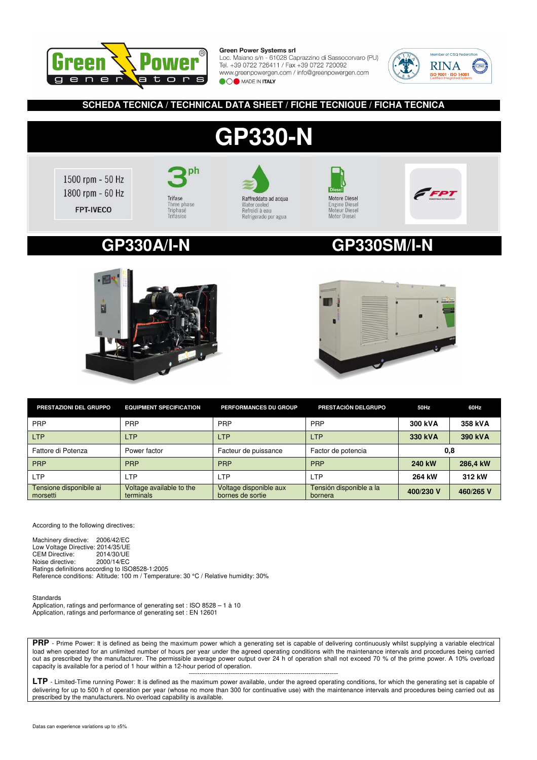**Green Power Systems srl**
Loc. Maiano s/n - 61028 Caprazzino di Sassocorvaro (PU)
Tel. +39 0722 726411 / Fax +39 0722 720092
www.greenpowergen.com / info@greenpowergen.com
MADE IN ITALY

Member of CSQ Federation
RINA
ISO 9001 · ISO 14001
Certified Integrated Systems

## SCHEDA TECNICA / TECHNICAL DATA SHEET / FICHE TECNIQUE / FICHA TECNICA

# GP330-N

1500 rpm - 50 Hz
1800 rpm - 60 Hz
FPT-IVECO

3ph
Trifase
Three phase
Triphasé
Trifásico

Raffreddato ad acqua
Water cooled
Refroidi à eau
Refrigerado por agua

Diesel
Motore Diesel
Engine Diesel
Moteur Diesel
Motor Diesel

FPT

## GP330A/I-N

## GP330SM/I-N

| PRESTAZIONI DEL GRUPPO | EQUIPMENT SPECIFICATION | PERFORMANCES DU GROUP | PRESTACIÓN DELGRUPO | 50Hz | 60Hz |
|---|---|---|---|---|---|
| PRP | PRP | PRP | PRP | **300 kVA** | **358 kVA** |
| LTP | LTP | LTP | LTP | **330 kVA** | **390 kVA** |
| Fattore di Potenza | Power factor | Facteur de puissance | Factor de potencia | **0,8** | |
| PRP | PRP | PRP | PRP | **240 kW** | **286,4 kW** |
| LTP | LTP | LTP | LTP | **264 kW** | **312 kW** |
| Tensione disponibile ai morsetti | Voltage available to the terminals | Voltage disponible aux bornes de sortie | Tensión disponible a la bornera | **400/230 V** | **460/265 V** |

According to the following directives:

Machinery directive: 2006/42/EC
Low Voltage Directive: 2014/35/UE
CEM Directive: 2014/30/UE
Noise directive: 2000/14/EC
Ratings definitions according to ISO8528-1:2005
Reference conditions: Altitude: 100 m / Temperature: 30 °C / Relative humidity: 30%

Standards
Application, ratings and performance of generating set : ISO 8528 – 1 à 10
Application, ratings and performance of generating set : EN 12601

**PRP** - Prime Power: It is defined as being the maximum power which a generating set is capable of delivering continuously whilst supplying a variable electrical load when operated for an unlimited number of hours per year under the agreed operating conditions with the maintenance intervals and procedures being carried out as prescribed by the manufacturer. The permissible average power output over 24 h of operation shall not exceed 70 % of the prime power. A 10% overload capacity is available for a period of 1 hour within a 12-hour period of operation.

---

**LTP** - Limited-Time running Power: It is defined as the maximum power available, under the agreed operating conditions, for which the generating set is capable of delivering for up to 500 h of operation per year (whose no more than 300 for continuative use) with the maintenance intervals and procedures being carried out as prescribed by the manufacturers. No overload capability is available.

Datas can experience variations up to ±5%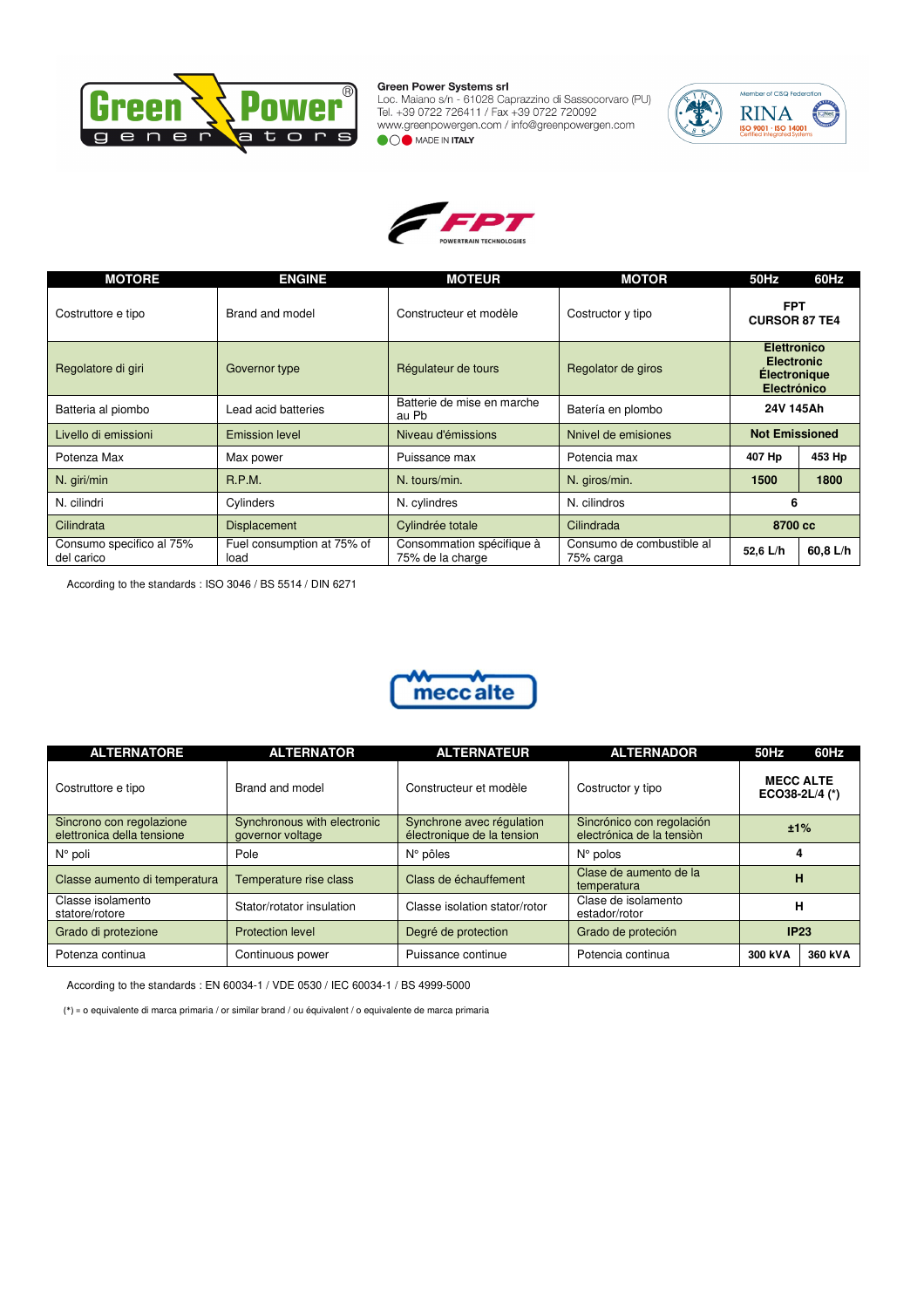**Green Power Systems srl**
Loc. Maiano s/n - 61028 Caprazzino di Sassocorvaro (PU)
Tel. +39 0722 726411 / Fax +39 0722 720092
www.greenpowergen.com / info@greenpowergen.com
MADE IN ITALY

| MOTORE | ENGINE | MOTEUR | MOTOR | 50Hz | 60Hz |
|---|---|---|---|---|---|
| Costruttore e tipo | Brand and model | Constructeur et modèle | Costructor y tipo | FPT CURSOR 87 TE4 | |
| Regolatore di giri | Governor type | Régulateur de tours | Regolator de giros | Elettronico Electronic Électronique Electrónico | |
| Batteria al piombo | Lead acid batteries | Batterie de mise en marche au Pb | Batería en plombo | 24V 145Ah | |
| Livello di emissioni | Emission level | Niveau d'émissions | Nnivel de emisiones | Not Emissioned | |
| Potenza Max | Max power | Puissance max | Potencia max | 407 Hp | 453 Hp |
| N. giri/min | R.P.M. | N. tours/min. | N. giros/min. | 1500 | 1800 |
| N. cilindri | Cylinders | N. cylindres | N. cilindros | 6 | |
| Cilindrata | Displacement | Cylindrée totale | Cilindrada | 8700 cc | |
| Consumo specifico al 75% del carico | Fuel consumption at 75% of load | Consommation spécifique à 75% de la charge | Consumo de combustible al 75% carga | 52,6 L/h | 60,8 L/h |

According to the standards : ISO 3046 / BS 5514 / DIN 6271

| ALTERNATORE | ALTERNATOR | ALTERNATEUR | ALTERNADOR | 50Hz | 60Hz |
|---|---|---|---|---|---|
| Costruttore e tipo | Brand and model | Constructeur et modèle | Costructor y tipo | MECC ALTE ECO38-2L/4 (*) | |
| Sincrono con regolazione elettronica della tensione | Synchronous with electronic governor voltage | Synchrone avec régulation électronique de la tension | Sincrónico con regolación electrónica de la tensiòn | ±1% | |
| N° poli | Pole | N° pôles | N° polos | 4 | |
| Classe aumento di temperatura | Temperature rise class | Class de échauffement | Clase de aumento de la temperatura | H | |
| Classe isolamento statore/rotore | Stator/rotator insulation | Classe isolation stator/rotor | Clase de isolamento estador/rotor | H | |
| Grado di protezione | Protection level | Degré de protection | Grado de proteción | IP23 | |
| Potenza continua | Continuous power | Puissance continue | Potencia continua | 300 kVA | 360 kVA |

According to the standards : EN 60034-1 / VDE 0530 / IEC 60034-1 / BS 4999-5000

(*) = o equivalente di marca primaria / or similar brand / ou équivalent / o equivalente de marca primaria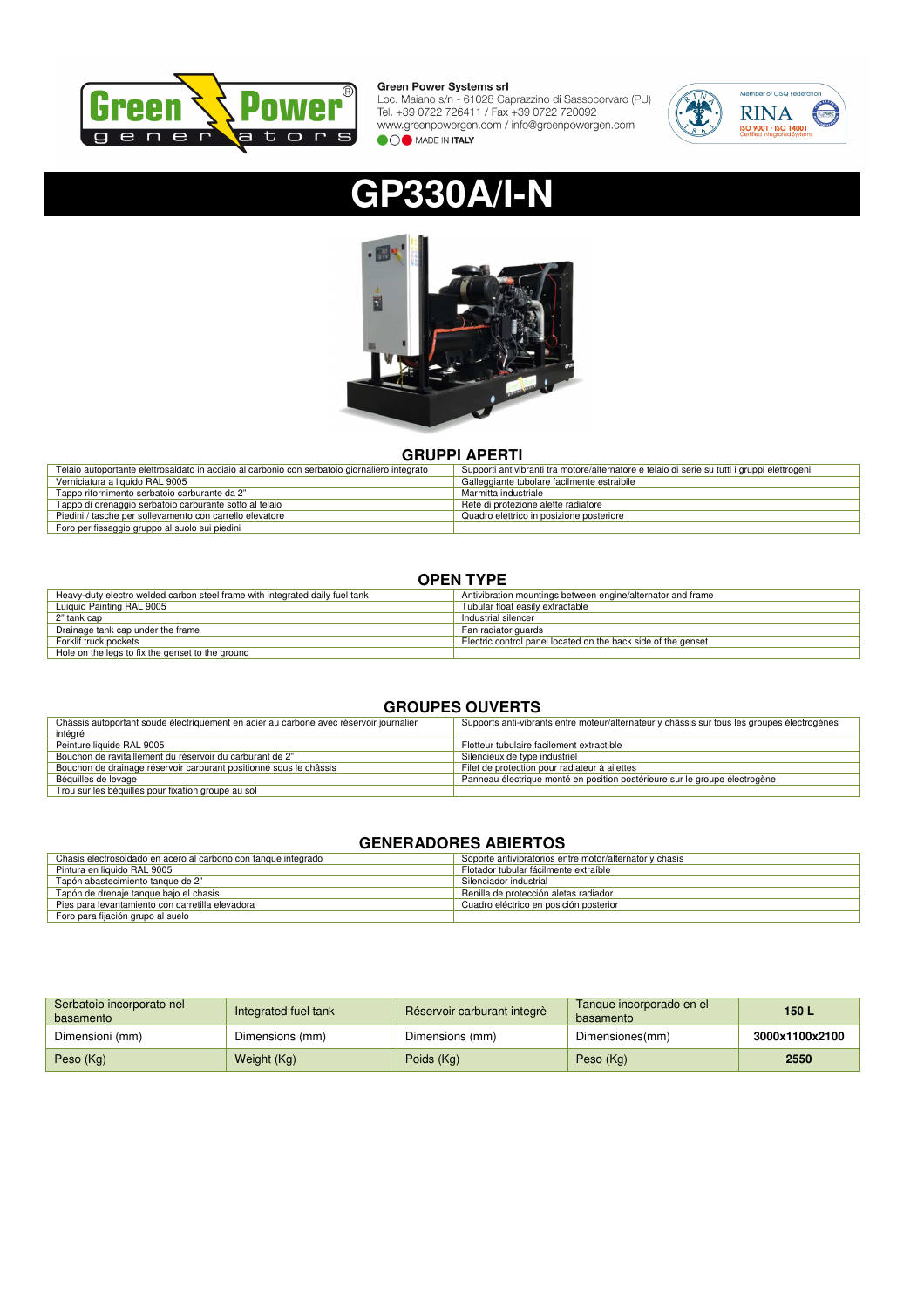**Green Power Systems srl**
Loc. Maiano s/n - 61028 Caprazzino di Sassocorvaro (PU)
Tel. +39 0722 726411 / Fax +39 0722 720092
www.greenpowergen.com / info@greenpowergen.com
MADE IN ITALY

# GP330A/I-N

## GRUPPI APERTI

| | |
|---|---|
| Telaio autoportante elettrosaldato in acciaio al carbonio con serbatoio giornaliero integrato | Supporti antivibranti tra motore/alternatore e telaio di serie su tutti i gruppi elettrogeni |
| Verniciatura a liquido RAL 9005 | Galleggiante tubolare facilmente estraibile |
| Tappo rifornimento serbatoio carburante da 2" | Marmitta industriale |
| Tappo di drenaggio serbatoio carburante sotto al telaio | Rete di protezione alette radiatore |
| Piedini / tasche per sollevamento con carrello elevatore | Quadro elettrico in posizione posteriore |
| Foro per fissaggio gruppo al suolo sui piedini | |

## OPEN TYPE

| | |
|---|---|
| Heavy-duty electro welded carbon steel frame with integrated daily fuel tank | Antivibration mountings between engine/alternator and frame |
| Luiquid Painting RAL 9005 | Tubular float easily extractable |
| 2" tank cap | Industrial silencer |
| Drainage tank cap under the frame | Fan radiator guards |
| Forklif truck pockets | Electric control panel located on the back side of the genset |
| Hole on the legs to fix the genset to the ground | |

## GROUPES OUVERTS

| | |
|---|---|
| Châssis autoportant soude électriquement en acier au carbone avec réservoir journalier intégré | Supports anti-vibrants entre moteur/alternateur y châssis sur tous les groupes électrogènes |
| Peinture liquide RAL 9005 | Flotteur tubulaire facilement extractible |
| Bouchon de ravitaillement du réservoir du carburant de 2" | Silencieux de type industriel |
| Bouchon de drainage réservoir carburant positionné sous le châssis | Filet de protection pour radiateur à ailettes |
| Béquilles de levage | Panneau électrique monté en position postérieure sur le groupe électrogène |
| Trou sur les béquilles pour fixation groupe au sol | |

## GENERADORES ABIERTOS

| | |
|---|---|
| Chasis electrosoldado en acero al carbono con tanque integrado | Soporte antivibratorios entre motor/alternator y chasis |
| Pintura en liquido RAL 9005 | Flotador tubular fácilmente extraíble |
| Tapón abastecimiento tanque de 2" | Silenciador industrial |
| Tapón de drenaje tanque bajo el chasis | Renilla de protección aletas radiador |
| Pies para levantamiento con carretilla elevadora | Cuadro eléctrico en posición posterior |
| Foro para fijación grupo al suelo | |

| | | | | |
|---|---|---|---|---|
| Serbatoio incorporato nel basamento | Integrated fuel tank | Réservoir carburant integrè | Tanque incorporado en el basamento | **150 L** |
| Dimensioni (mm) | Dimensions (mm) | Dimensions (mm) | Dimensiones(mm) | **3000x1100x2100** |
| Peso (Kg) | Weight (Kg) | Poids (Kg) | Peso (Kg) | **2550** |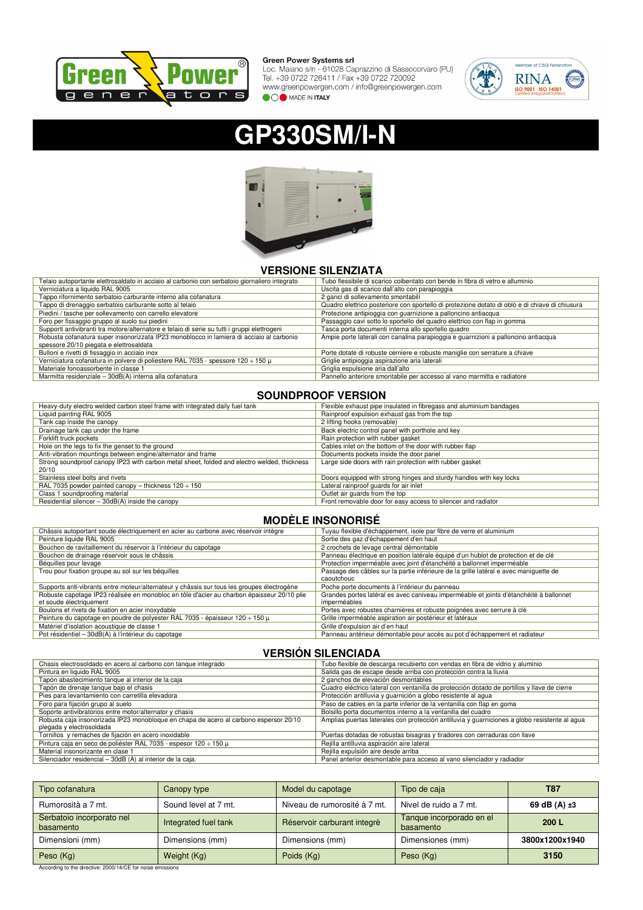Green Power Systems srl
Loc. Maiano s/n - 61028 Caprazzino di Sassocorvaro (PU)
Tel. +39 0722 726411 / Fax +39 0722 720092
www.greenpowergen.com / info@greenpowergen.com
MADE IN ITALY

# GP330SM/I-N

## VERSIONE SILENZIATA

| | |
|---|---|
| Telaio autoportante elettrosaldato in acciaio al carbonio con serbatoio giornaliero integrato | Tubo flessibile di scarico coibentato con bende in fibra di vetro e alluminio |
| Verniciatura a liquido RAL 9005 | Uscita gas di scarico dall'alto con parapioggia |
| Tappo rifornimento serbatoio carburante interno alla cofanatura | 2 ganci di sollevamento smontabili |
| Tappo di drenaggio serbatoio carburante sotto al telaio | Quadro elettrico posteriore con sportello di protezione dotato di oblò e di chiave di chiusura |
| Piedini / tasche per sollevamento con carrello elevatore | Protezione antipioggia con guarnizione a palloncino antiacqua |
| Foro per fissaggio gruppo al suolo sui piedini | Passaggio cavi sotto lo sportello del quadro elettrico con flap in gomma |
| Supporti antivibranti tra motore/alternatore e telaio di serie su tutti i gruppi elettrogeni | Tasca porta documenti interna allo sportello quadro |
| Robusta cofanatura super insonorizzata IP23 monoblocco in lamiera di acciaio al carbonio spessore 20/10 piegata e elettrosaldata | Ampie porte laterali con canalina parapioggia e guarnizioni a palloncino antiacqua |
| Bulloni e rivetti di fissaggio in acciaio inox | Porte dotate di robuste cerniere e robuste maniglie con serrature a chiave |
| Verniciatura cofanatura in polvere di poliestere RAL 7035 - spessore 120 ÷ 150 µ | Griglie antipioggia aspirazione aria laterali |
| Materiale fonoassorbente in classe 1 | Griglia espulsione aria dall'alto |
| Marmitta residenziale – 30dB(A) interna alla cofanatura | Pannello anteriore smontabile per accesso al vano marmitta e radiatore |

## SOUNDPROOF VERSION

| | |
|---|---|
| Heavy-duty electro welded carbon steel frame with integrated daily fuel tank | Flexible exhaust pipe insulated in fibregass and aluminium bandages |
| Liquid painting RAL 9005 | Rainproof expulsion exhaust gas from the top |
| Tank cap inside the canopy | 2 lifting hooks (removable) |
| Drainage tank cap under the frame | Back electric control panel with porthole and key |
| Forklift truck pockets | Rain protection with rubber gasket |
| Hole on the legs to fix the genset to the ground | Cables inlet on the bottom of the door with rubber flap |
| Anti-vibration mountings between engine/alternator and frame | Documents pockets inside the door panel |
| Strong soundproof canopy IP23 with carbon metal sheet, folded and electro welded, thickness 20/10 | Large side doors with rain protection with rubber gasket |
| Stainless steel bolts and rivets | Doors equipped with strong hinges and sturdy handles with key locks |
| RAL 7035 powder painted canopy – thickness 120 ÷ 150 | Lateral rainproof guards for air inlet |
| Class 1 soundproofing material | Outlet air guards from the top |
| Residential silencer – 30dB(A) inside the canopy | Front removable door for easy access to silencer and radiator |

## MODÈLE INSONORISÉ

| | |
|---|---|
| Châssis autoportant soude électriquement en acier au carbone avec réservoir intègre | Tuyau flexible d'échappement, isole par fibre de verre et aluminium |
| Peinture liquide RAL 9005 | Sortie des gaz d'échappement d'en haut |
| Bouchon de ravitaillement du réservoir à l'intérieur du capotage | 2 crochets de levage central démontable |
| Bouchon de drainage réservoir sous le châssis | Panneau électrique en position latérale équipé d'un hublot de protection et de clé |
| Béquilles pour levage | Protection imperméable avec joint d'étanchéité à ballonnet imperméable |
| Trou pour fixation groupe au sol sur les béquilles | Passage des câbles sur la partie inférieure de la grille latéral e avec maniguette de caoutchouc |
| Supports anti-vibrants entre moteur/alternateur y châssis sur tous les groupes électrogène | Poche porte documents à l'intérieur du panneau |
| Robuste capotage IP23 réalisée en monobloc en tôle d'acier au charbon épaisseur 20/10 plie et soude électriquement | Grandes portes latéral es avec caniveau imperméable et joints d'étanchéité à ballonnet imperméables |
| Boulons et rivets de fixation en acier inoxydable | Portes avec robustes charnières et robuste poignées avec serrure à clé |
| Peinture du capotage en poudre de polyester RAL 7035 - épaisseur 120 ÷ 150 µ | Grille imperméable aspiration air postérieur et latéraux |
| Matériel d'isolation acoustique de classe 1 | Grille d'expulsion air d'en haut |
| Pot résidentiel – 30dB(A) à l'intérieur du capotage | Panneau antérieur démontable pour accès au pot d'échappement et radiateur |

## VERSIÓN SILENCIADA

| | |
|---|---|
| Chasis electrosoldado en acero al carbono con tanque integrado | Tubo flexible de descarga recubierto con vendas en fibra de vidrio y aluminio |
| Pintura en liquido RAL 9005 | Salida gas de escape desde arriba con protección contra la lluvia |
| Tapón abastecimiento tanque al interior de la caja | 2 ganchos de elevación desmontables |
| Tapón de drenaje tanque bajo el chasis | Cuadro eléctrico lateral con ventanilla de protección dotado de portillos y llave de cierre |
| Pies para levantamiento con carretilla elevadora | Protección antilluvia y guarnición a globo resistente al agua |
| Foro para fijación grupo al suelo | Paso de cables en la parte inferior de la ventanilla con flap en goma |
| Soporte antivibratorios entre motor/alternator y chasis | Bolsillo porta documentos interno a la ventanilla del cuadro |
| Robusta caja insonorizada IP23 monobloque en chapa de acero al carbono espersor 20/10 plegada y electrosoldada | Amplias puertas laterales con protección antilluvia y guarniciones a globo resistente al agua |
| Tornillos y remaches de fijación en acero inoxidable | Puertas dotadas de robustas bisagras y tiradores con cerraduras con llave |
| Pintura caja en seco de poliéster RAL 7035 - espesor 120 ÷ 150 µ | Rejilla antilluvia aspiración aire lateral |
| Material insonorizante en clase 1 | Rejilla expulsión aire desde arriba |
| Silenciador residencial – 30dB (A) al interior de la caja. | Panel anterior desmontable para acceso al vano silenciador y radiador |

| Tipo cofanatura | Canopy type | Model du capotage | Tipo de caja | **T87** |
|---|---|---|---|---|
| Rumorosità a 7 mt. | Sound level at 7 mt. | Niveau de rumorosité à 7 mt. | Nivel de ruido a 7 mt. | **69 dB (A) ±3** |
| Serbatoio incorporato nel basamento | Integrated fuel tank | Réservoir carburant integrè | Tanque incorporado en el basamento | **200 L** |
| Dimensioni (mm) | Dimensions (mm) | Dimensions (mm) | Dimensiones (mm) | **3800x1200x1940** |
| Peso (Kg) | Weight (Kg) | Poids (Kg) | Peso (Kg) | **3150** |

According to the directive: 2000/14/CE for noise emissions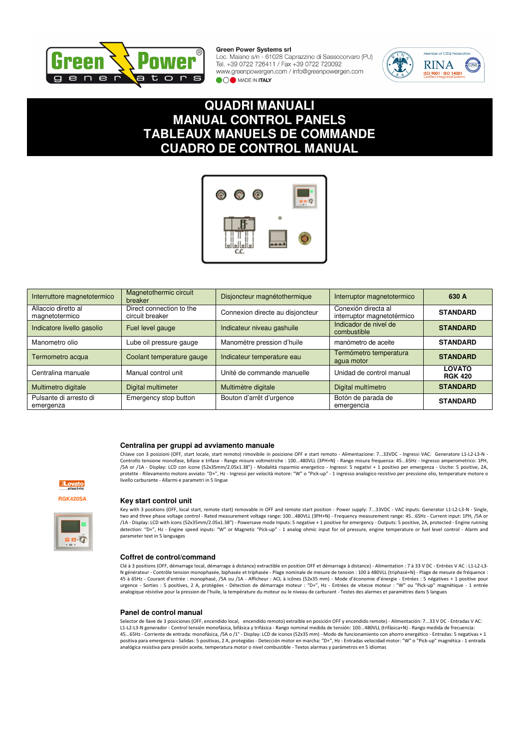Green Power Systems srl
Loc. Maiano s/n - 61028 Caprazzino di Sassocorvaro (PU)
Tel. +39 0722 726411 / Fax +39 0722 720092
www.greenpowergen.com / info@greenpowergen.com
MADE IN ITALY

# QUADRI MANUALI
# MANUAL CONTROL PANELS
# TABLEAUX MANUELS DE COMMANDE
# CUADRO DE CONTROL MANUAL

| Interruttore magnetotermico | Magnetothermic circuit breaker | Disjoncteur magnétothermique | Interruptor magnetotermico | **630 A** |
|---|---|---|---|---|
| Allaccio diretto al magnetotermico | Direct connection to the circuit breaker | Connexion directe au disjoncteur | Conexión directa al interruptor magnetotérmico | **STANDARD** |
| Indicatore livello gasolio | Fuel level gauge | Indicateur niveau gashuile | Indicador de nivel de combustible | **STANDARD** |
| Manometro olio | Lube oil pressure gauge | Manométre pression d'huile | manómetro de aceite | **STANDARD** |
| Termometro acqua | Coolant temperature gauge | Indicateur temperature eau | Termómetro temperatura agua motor | **STANDARD** |
| Centralina manuale | Manual control unit | Unité de commande manuelle | Unidad de control manual | **LOVATO RGK 420** |
| Multimetro digitale | Digital multimeter | Multimètre digitale | Digital multímetro | **STANDARD** |
| Pulsante di arresto di emergenza | Emergency stop button | Bouton d'arrêt d'urgence | Botón de parada de emergencia | **STANDARD** |

Lovato electric
RGK420SA

### Centralina per gruppi ad avviamento manuale

Chiave con 3 posizioni (OFF, start locale, start remoto) rimovibile in posizione OFF e start remoto - Alimentazione: 7...33VDC - Ingressi VAC: Generatore L1-L2-L3-N - Controllo tensione monofase, bifase e trifase - Range misure voltmetriche : 100...480VLL (3PH+N) - Range misura frequenza: 45...65Hz - Ingresso amperometrico: 1PH, /5A or /1A - Display: LCD con icone (52x35mm/2.05x1.38") - Modalità risparmio energetico - Ingressi: 5 negativi + 1 positivo per emergenza - Uscite: 5 positive, 2A, protette - Rilevamento motore avviato: "D+", Hz - Ingressi per velocità motore: "W" o "Pick-up" - 1 ingresso analogico resistivo per pressione olio, temperature motore o livello carburante - Allarmi e parametri in 5 lingue

### Key start control unit

Key with 3 positions (OFF, local start, remote start) removable in OFF and remote start position - Power supply: 7...33VDC - VAC inputs: Generator L1-L2-L3-N - Single, two and three phase voltage control - Rated measurement voltage range: 100...480VLL (3PH+N) - Frequency measurement range: 45...65Hz - Current input: 1PH, /5A or /1A - Display: LCD with icons (52x35mm/2.05x1.38") - Powersave mode Inputs: 5 negative + 1 positive for emergency - Outputs: 5 positive, 2A, protected - Engine running detection: "D+", Hz - Engine speed inputs: "W" or Magnetic "Pick-up" - 1 analog ohmic input for oil pressure, engine temperature or fuel level control - Alarm and parameter text in 5 languages

### Coffret de control/command

Clé à 3 positions (OFF, démarrage local, démarrage à distance) extractible en position OFF et démarrage à distance) - Alimentation : 7 à 33 V DC - Entrées V AC : L1-L2-L3-N générateur - Contrôle tension monophasée, biphasée et triphasée - Plage nominale de mesure de tension : 100 à 480VLL (triphasé+N) - Plage de mesure de fréquence : 45 à 65Hz - Courant d'entrée : monophasé, /5A ou /1A - Afficheur : ACL à icônes (52x35 mm) - Mode d'économie d'énergie - Entrées : 5 négatives + 1 positive pour urgence - Sorties : 5 positives, 2 A, protégées - Détection de démarrage moteur : "D+", Hz - Entrées de vitesse moteur : "W" ou "Pick-up" magnétique - 1 entrée analogique résistive pour la pression de l'huile, la température du moteur ou le niveau de carburant - Textes des alarmes et paramètres dans 5 langues

### Panel de control manual

Selector de llave de 3 posiciones (OFF, encendido local, encendido remoto) extraíble en posición OFF y encendido remote) - Alimentación: 7...33 V DC - Entradas V AC: L1-L2-L3-N generador - Control tensión monofásica, bifásica y trifásica - Rango nominal medida de tensión: 100...480VLL (trifásica+N) - Rango medida de frecuencia: 45...65Hz - Corriente de entrada: monofásica, /5A o /1" - Display: LCD de iconos (52x35 mm) - Modo de funcionamiento con ahorro energético - Entradas: 5 negativas + 1 positiva para emergencia - Salidas: 5 positivas, 2 A, protegidas - Detección motor en marcha: "D+", Hz - Entradas velocidad motor: "W" o "Pick-up" magnética - 1 entrada analógica resistiva para presión aceite, temperatura motor o nivel combustible - Textos alarmas y parámetros en 5 idiomas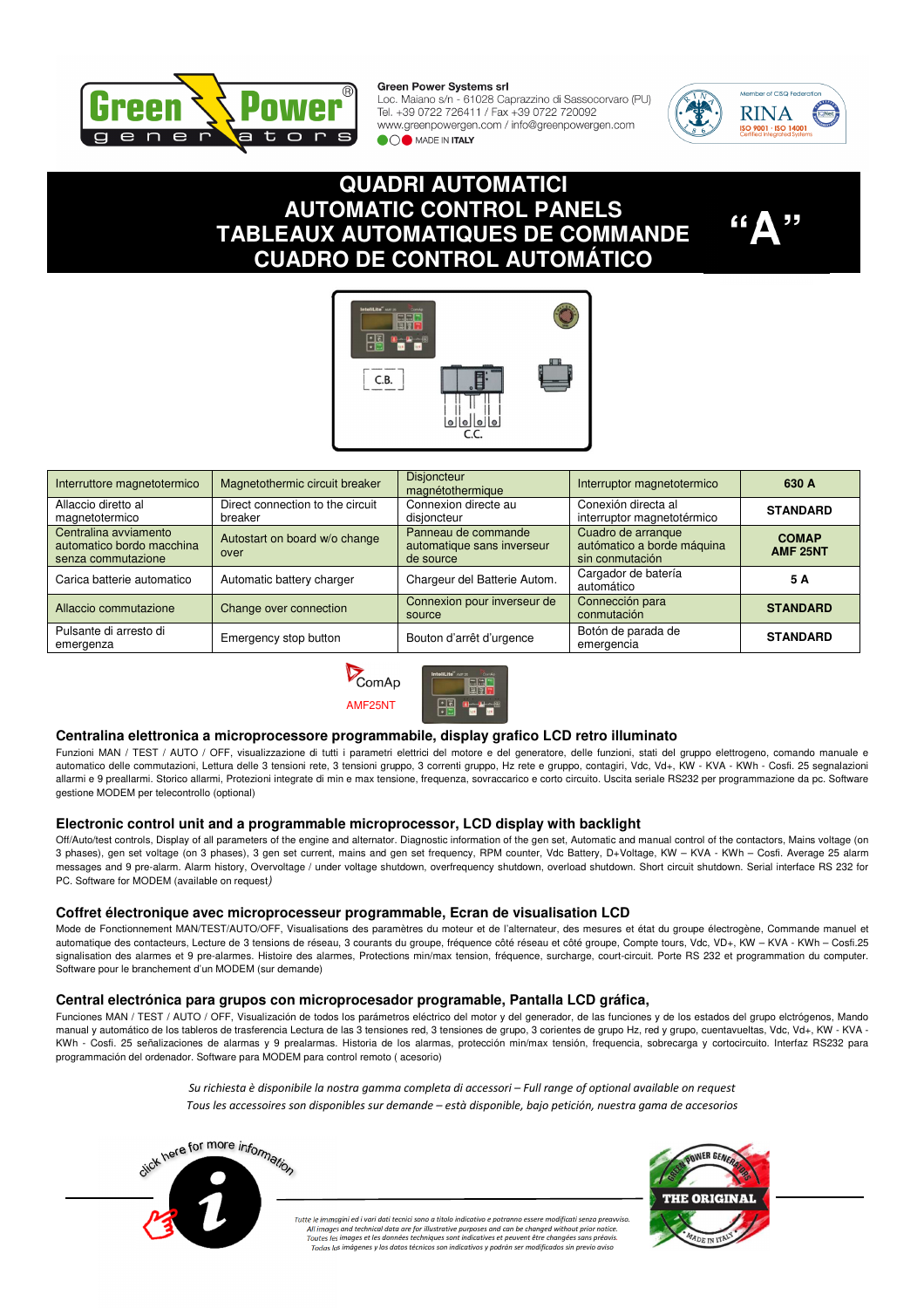**Green Power Systems srl**
Loc. Maiano s/n - 61028 Caprazzino di Sassocorvaro (PU)
Tel. +39 0722 726411 / Fax +39 0722 720092
www.greenpowergen.com / info@greenpowergen.com
MADE IN ITALY

# QUADRI AUTOMATICI
# AUTOMATIC CONTROL PANELS
# TABLEAUX AUTOMATIQUES DE COMMANDE
# CUADRO DE CONTROL AUTOMÁTICO

**"A"**

C.B.

C.C.

| | | | | |
|---|---|---|---|---|
| Interruttore magnetotermico | Magnetothermic circuit breaker | Disjoncteur magnétothermique | Interruptor magnetotermico | **630 A** |
| Allaccio diretto al magnetotermico | Direct connection to the circuit breaker | Connexion directe au disjoncteur | Conexión directa al interruptor magnetotérmico | **STANDARD** |
| Centralina avviamento automatico bordo macchina senza commutazione | Autostart on board w/o change over | Panneau de commande automatique sans inverseur de source | Cuadro de arranque autómatico a borde máquina sin conmutación | **COMAP AMF 25NT** |
| Carica batterie automatico | Automatic battery charger | Chargeur del Batterie Autom. | Cargador de batería automático | **5 A** |
| Allaccio commutazione | Change over connection | Connexion pour inverseur de source | Connección para conmutación | **STANDARD** |
| Pulsante di arresto di emergenza | Emergency stop button | Bouton d'arrêt d'urgence | Botón de parada de emergencia | **STANDARD** |

ComAp
AMF25NT

### Centralina elettronica a microprocessore programmabile, display grafico LCD retro illuminato

Funzioni MAN / TEST / AUTO / OFF, visualizzazione di tutti i parametri elettrici del motore e del generatore, delle funzioni, stati del gruppo elettrogeno, comando manuale e automatico delle commutazioni, Lettura delle 3 tensioni rete, 3 tensioni gruppo, 3 correnti gruppo, Hz rete e gruppo, contagiri, Vdc, Vd+, KW - KVA - KWh - Cosfi. 25 segnalazioni allarmi e 9 preallarmi. Storico allarmi, Protezioni integrate di min e max tensione, frequenza, sovraccarico e corto circuito. Uscita seriale RS232 per programmazione da pc. Software gestione MODEM per telecontrollo (optional)

### Electronic control unit and a programmable microprocessor, LCD display with backlight

Off/Auto/test controls, Display of all parameters of the engine and alternator. Diagnostic information of the gen set, Automatic and manual control of the contactors, Mains voltage (on 3 phases), gen set voltage (on 3 phases), 3 gen set current, mains and gen set frequency, RPM counter, Vdc Battery, D+Voltage, KW – KVA - KWh – Cosfi. Average 25 alarm messages and 9 pre-alarm. Alarm history, Overvoltage / under voltage shutdown, overfrequency shutdown, overload shutdown. Short circuit shutdown. Serial interface RS 232 for PC. Software for MODEM (available on request)

### Coffret électronique avec microprocesseur programmable, Ecran de visualisation LCD

Mode de Fonctionnement MAN/TEST/AUTO/OFF, Visualisations des paramètres du moteur et de l'alternateur, des mesures et état du groupe électrogène, Commande manuel et automatique des contacteurs, Lecture de 3 tensions de réseau, 3 courants du groupe, fréquence côté réseau et côté groupe, Compte tours, Vdc, VD+, KW – KVA - KWh – Cosfi.25 signalisation des alarmes et 9 pre-alarmes. Histoire des alarmes, Protections min/max tension, fréquence, surcharge, court-circuit. Porte RS 232 et programmation du computer. Software pour le branchement d'un MODEM (sur demande)

### Central electrónica para grupos con microprocesador programable, Pantalla LCD gráfica,

Funciones MAN / TEST / AUTO / OFF, Visualización de todos los parámetros eléctrico del motor y del generador, de las funciones y de los estados del grupo elctrógenos, Mando manual y automático de los tableros de trasferencia Lectura de las 3 tensiones red, 3 tensiones de grupo, 3 corientes de grupo Hz, red y grupo, cuentavueltas, Vdc, Vd+, KW - KVA - KWh - Cosfi. 25 señalizaciones de alarmas y 9 prealarmas. Historia de los alarmas, protección min/max tensión, frequencia, sobrecarga y cortocircuito. Interfaz RS232 para programmación del ordenador. Software para MODEM para control remoto ( acesorio)

*Su richiesta è disponibile la nostra gamma completa di accessori – Full range of optional available on request*
*Tous les accessoires son disponibles sur demande – està disponible, bajo petición, nuestra gama de accesorios*

click here for more information

*Tutte le immagini ed i vari dati tecnici sono a titolo indicativo e potranno essere modificati senza preavviso.*
*All images and technical data are for illustrative purposes and can be changed without prior notice.*
*Toutes les images et les données techniques sont indicatives et peuvent être changées sans préavis.*
*Todas las imágenes y los datos técnicos son indicativos y podrán ser modificados sin previo aviso*

GREEN POWER GENERATORS – THE ORIGINAL – MADE IN ITALY